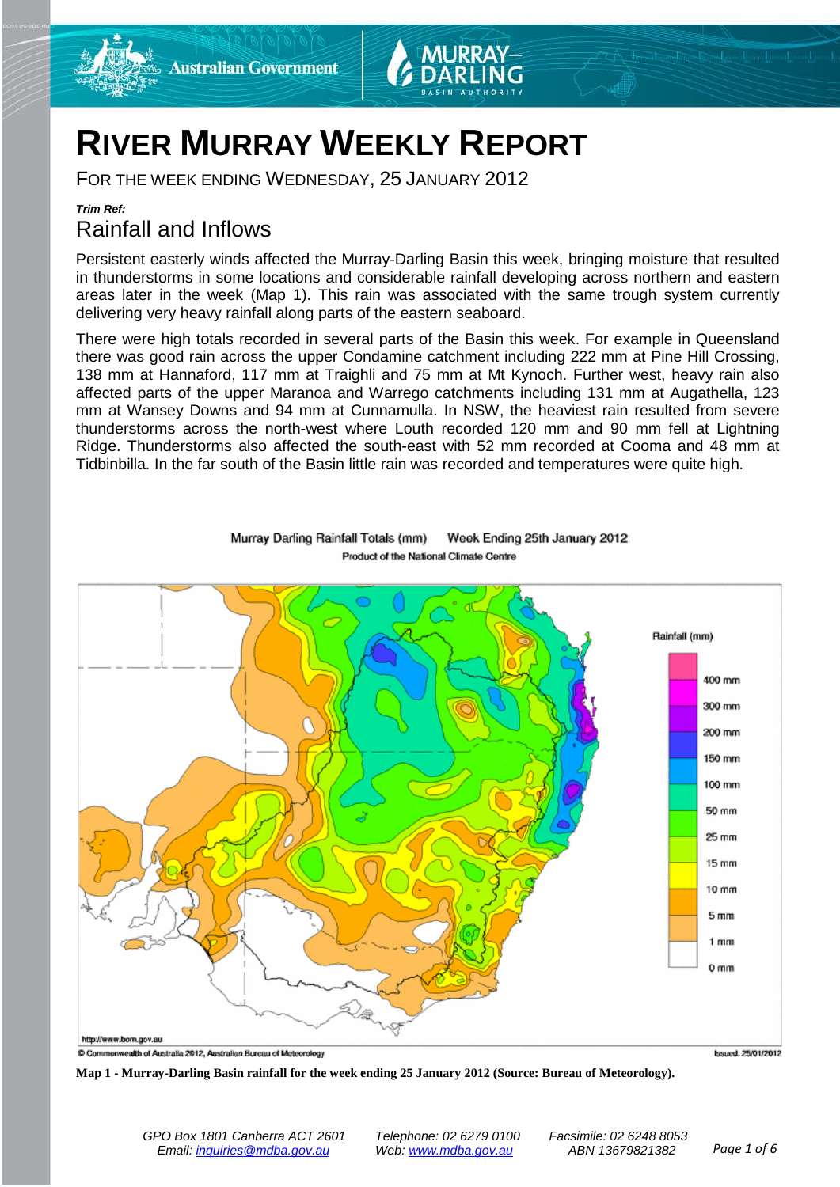# RIVER MURRAY WEEKLY REPORT

FOR THE WEEK ENDING WEDNESDAY, 25 JANUARY 2012

***Trim Ref:***

## Rainfall and Inflows

Persistent easterly winds affected the Murray-Darling Basin this week, bringing moisture that resulted in thunderstorms in some locations and considerable rainfall developing across northern and eastern areas later in the week (Map 1). This rain was associated with the same trough system currently delivering very heavy rainfall along parts of the eastern seaboard.

There were high totals recorded in several parts of the Basin this week. For example in Queensland there was good rain across the upper Condamine catchment including 222 mm at Pine Hill Crossing, 138 mm at Hannaford, 117 mm at Traighli and 75 mm at Mt Kynoch. Further west, heavy rain also affected parts of the upper Maranoa and Warrego catchments including 131 mm at Augathella, 123 mm at Wansey Downs and 94 mm at Cunnamulla. In NSW, the heaviest rain resulted from severe thunderstorms across the north-west where Louth recorded 120 mm and 90 mm fell at Lightning Ridge. Thunderstorms also affected the south-east with 52 mm recorded at Cooma and 48 mm at Tidbinbilla. In the far south of the Basin little rain was recorded and temperatures were quite high.

**Map 1 - Murray-Darling Basin rainfall for the week ending 25 January 2012 (Source: Bureau of Meteorology).**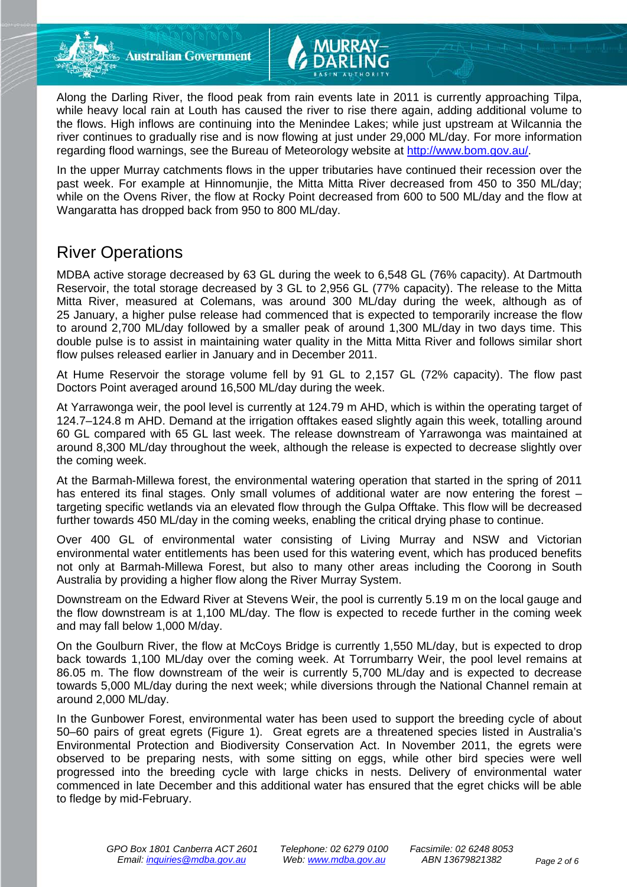Along the Darling River, the flood peak from rain events late in 2011 is currently approaching Tilpa, while heavy local rain at Louth has caused the river to rise there again, adding additional volume to the flows. High inflows are continuing into the Menindee Lakes; while just upstream at Wilcannia the river continues to gradually rise and is now flowing at just under 29,000 ML/day. For more information regarding flood warnings, see the Bureau of Meteorology website at http://www.bom.gov.au/.

In the upper Murray catchments flows in the upper tributaries have continued their recession over the past week. For example at Hinnomunjie, the Mitta Mitta River decreased from 450 to 350 ML/day; while on the Ovens River, the flow at Rocky Point decreased from 600 to 500 ML/day and the flow at Wangaratta has dropped back from 950 to 800 ML/day.

## River Operations

MDBA active storage decreased by 63 GL during the week to 6,548 GL (76% capacity). At Dartmouth Reservoir, the total storage decreased by 3 GL to 2,956 GL (77% capacity). The release to the Mitta Mitta River, measured at Colemans, was around 300 ML/day during the week, although as of 25 January, a higher pulse release had commenced that is expected to temporarily increase the flow to around 2,700 ML/day followed by a smaller peak of around 1,300 ML/day in two days time. This double pulse is to assist in maintaining water quality in the Mitta Mitta River and follows similar short flow pulses released earlier in January and in December 2011.

At Hume Reservoir the storage volume fell by 91 GL to 2,157 GL (72% capacity). The flow past Doctors Point averaged around 16,500 ML/day during the week.

At Yarrawonga weir, the pool level is currently at 124.79 m AHD, which is within the operating target of 124.7–124.8 m AHD. Demand at the irrigation offtakes eased slightly again this week, totalling around 60 GL compared with 65 GL last week. The release downstream of Yarrawonga was maintained at around 8,300 ML/day throughout the week, although the release is expected to decrease slightly over the coming week.

At the Barmah-Millewa forest, the environmental watering operation that started in the spring of 2011 has entered its final stages. Only small volumes of additional water are now entering the forest – targeting specific wetlands via an elevated flow through the Gulpa Offtake. This flow will be decreased further towards 450 ML/day in the coming weeks, enabling the critical drying phase to continue.

Over 400 GL of environmental water consisting of Living Murray and NSW and Victorian environmental water entitlements has been used for this watering event, which has produced benefits not only at Barmah-Millewa Forest, but also to many other areas including the Coorong in South Australia by providing a higher flow along the River Murray System.

Downstream on the Edward River at Stevens Weir, the pool is currently 5.19 m on the local gauge and the flow downstream is at 1,100 ML/day. The flow is expected to recede further in the coming week and may fall below 1,000 M/day.

On the Goulburn River, the flow at McCoys Bridge is currently 1,550 ML/day, but is expected to drop back towards 1,100 ML/day over the coming week. At Torrumbarry Weir, the pool level remains at 86.05 m. The flow downstream of the weir is currently 5,700 ML/day and is expected to decrease towards 5,000 ML/day during the next week; while diversions through the National Channel remain at around 2,000 ML/day.

In the Gunbower Forest, environmental water has been used to support the breeding cycle of about 50–60 pairs of great egrets (Figure 1). Great egrets are a threatened species listed in Australia's Environmental Protection and Biodiversity Conservation Act. In November 2011, the egrets were observed to be preparing nests, with some sitting on eggs, while other bird species were well progressed into the breeding cycle with large chicks in nests. Delivery of environmental water commenced in late December and this additional water has ensured that the egret chicks will be able to fledge by mid-February.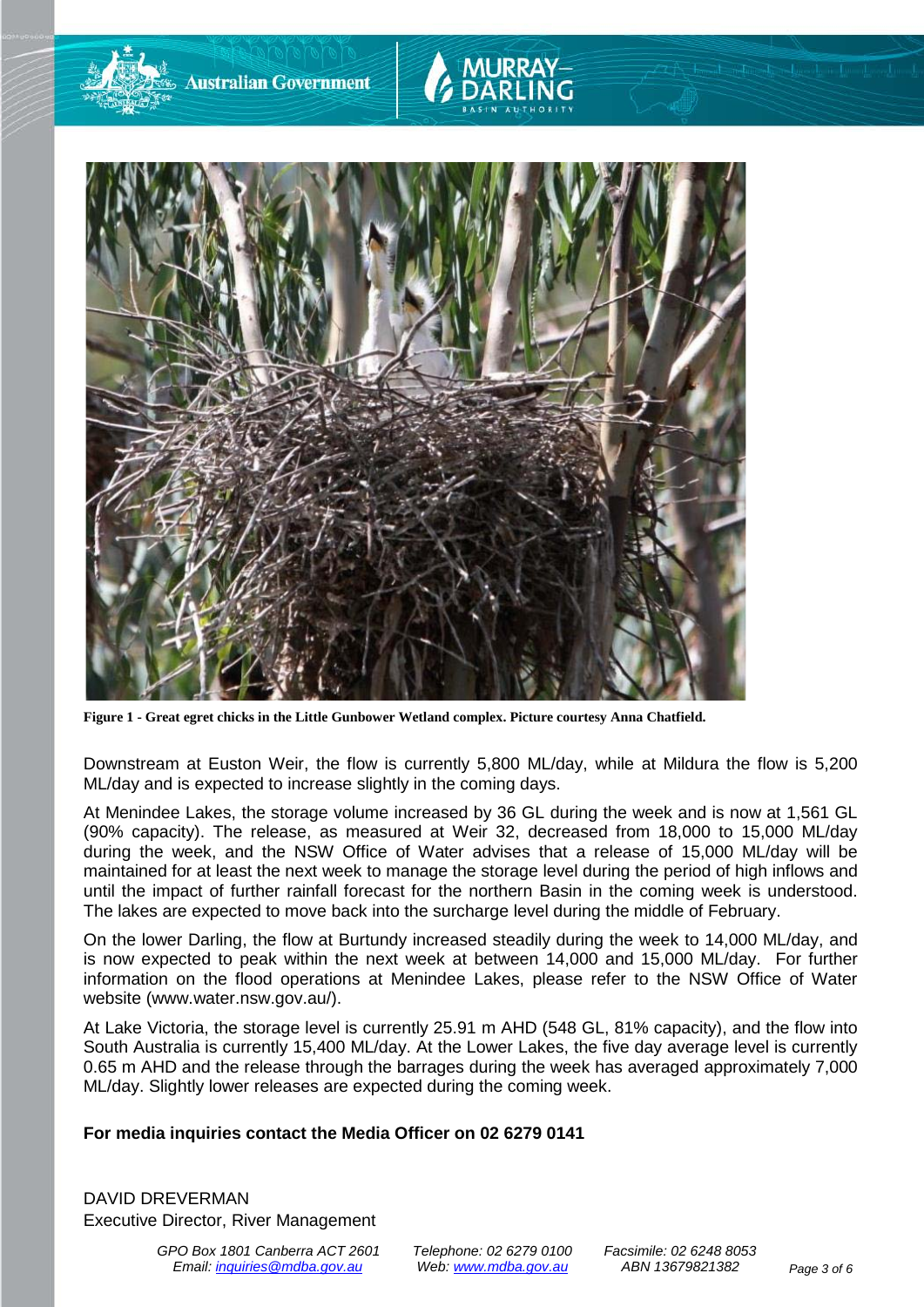**Figure 1 - Great egret chicks in the Little Gunbower Wetland complex. Picture courtesy Anna Chatfield.**

Downstream at Euston Weir, the flow is currently 5,800 ML/day, while at Mildura the flow is 5,200 ML/day and is expected to increase slightly in the coming days.

At Menindee Lakes, the storage volume increased by 36 GL during the week and is now at 1,561 GL (90% capacity). The release, as measured at Weir 32, decreased from 18,000 to 15,000 ML/day during the week, and the NSW Office of Water advises that a release of 15,000 ML/day will be maintained for at least the next week to manage the storage level during the period of high inflows and until the impact of further rainfall forecast for the northern Basin in the coming week is understood. The lakes are expected to move back into the surcharge level during the middle of February.

On the lower Darling, the flow at Burtundy increased steadily during the week to 14,000 ML/day, and is now expected to peak within the next week at between 14,000 and 15,000 ML/day. For further information on the flood operations at Menindee Lakes, please refer to the NSW Office of Water website (www.water.nsw.gov.au/).

At Lake Victoria, the storage level is currently 25.91 m AHD (548 GL, 81% capacity), and the flow into South Australia is currently 15,400 ML/day. At the Lower Lakes, the five day average level is currently 0.65 m AHD and the release through the barrages during the week has averaged approximately 7,000 ML/day. Slightly lower releases are expected during the coming week.

**For media inquiries contact the Media Officer on 02 6279 0141**

DAVID DREVERMAN
Executive Director, River Management

*GPO Box 1801 Canberra ACT 2601* *Telephone: 02 6279 0100* *Facsimile: 02 6248 8053*
*Email: inquiries@mdba.gov.au* *Web: www.mdba.gov.au* *ABN 13679821382*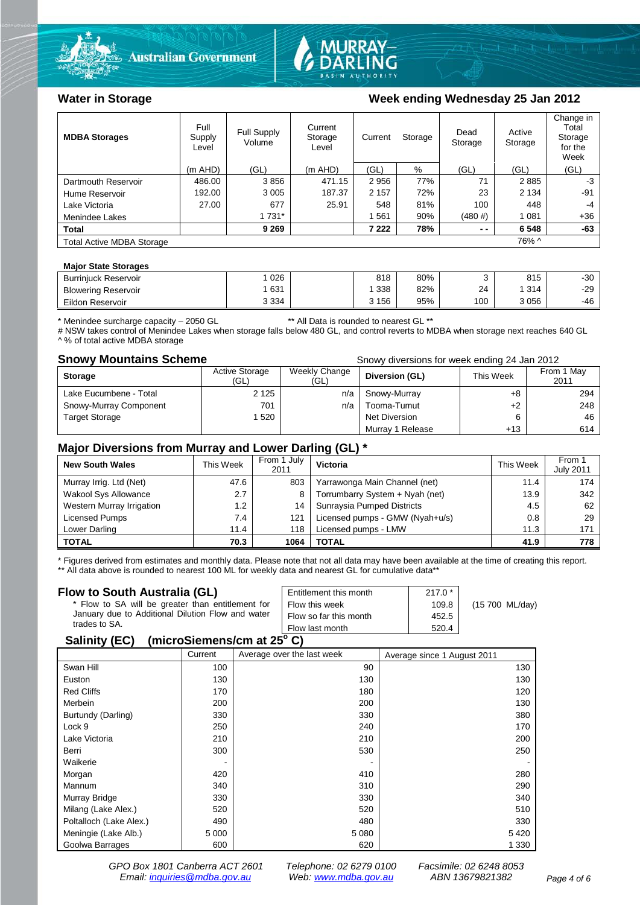## Water in Storage

### Week ending Wednesday 25 Jan 2012

| MDBA Storages | Full Supply Level | Full Supply Volume | Current Storage Level | Current Storage | | Dead Storage | Active Storage | Change in Total Storage for the Week |
|---|---|---|---|---|---|---|---|---|
| | (m AHD) | (GL) | (m AHD) | (GL) | % | (GL) | (GL) | (GL) |
| Dartmouth Reservoir | 486.00 | 3 856 | 471.15 | 2 956 | 77% | 71 | 2 885 | -3 |
| Hume Reservoir | 192.00 | 3 005 | 187.37 | 2 157 | 72% | 23 | 2 134 | -91 |
| Lake Victoria | 27.00 | 677 | 25.91 | 548 | 81% | 100 | 448 | -4 |
| Menindee Lakes | | 1 731* | | 1 561 | 90% | (480 #) | 1 081 | +36 |
| **Total** | | **9 269** | | **7 222** | **78%** | **- -** | **6 548** | **-63** |
| Total Active MDBA Storage | | | | | | | 76% ^ | |

| Major State Storages | | | | | | | |
|---|---|---|---|---|---|---|---|
| Burrinjuck Reservoir | 1 026 | | 818 | 80% | 3 | 815 | -30 |
| Blowering Reservoir | 1 631 | | 1 338 | 82% | 24 | 1 314 | -29 |
| Eildon Reservoir | 3 334 | | 3 156 | 95% | 100 | 3 056 | -46 |

\* Menindee surcharge capacity – 2050 GL ** All Data is rounded to nearest GL **
# NSW takes control of Menindee Lakes when storage falls below 480 GL, and control reverts to MDBA when storage next reaches 640 GL
^ % of total active MDBA storage

## Snowy Mountains Scheme

Snowy diversions for week ending 24 Jan 2012

| Storage | Active Storage (GL) | Weekly Change (GL) | Diversion (GL) | This Week | From 1 May 2011 |
|---|---|---|---|---|---|
| Lake Eucumbene - Total | 2 125 | n/a | Snowy-Murray | +8 | 294 |
| Snowy-Murray Component | 701 | n/a | Tooma-Tumut | +2 | 248 |
| Target Storage | 1 520 | | Net Diversion | 6 | 46 |
| | | | Murray 1 Release | +13 | 614 |

## Major Diversions from Murray and Lower Darling (GL) *

| New South Wales | This Week | From 1 July 2011 | Victoria | This Week | From 1 July 2011 |
|---|---|---|---|---|---|
| Murray Irrig. Ltd (Net) | 47.6 | 803 | Yarrawonga Main Channel (net) | 11.4 | 174 |
| Wakool Sys Allowance | 2.7 | 8 | Torrumbarry System + Nyah (net) | 13.9 | 342 |
| Western Murray Irrigation | 1.2 | 14 | Sunraysia Pumped Districts | 4.5 | 62 |
| Licensed Pumps | 7.4 | 121 | Licensed pumps - GMW (Nyah+u/s) | 0.8 | 29 |
| Lower Darling | 11.4 | 118 | Licensed pumps - LMW | 11.3 | 171 |
| **TOTAL** | **70.3** | **1064** | **TOTAL** | **41.9** | **778** |

\* Figures derived from estimates and monthly data. Please note that not all data may have been available at the time of creating this report.
** All data above is rounded to nearest 100 ML for weekly data and nearest GL for cumulative data**

## Flow to South Australia (GL)

\* Flow to SA will be greater than entitlement for January due to Additional Dilution Flow and water trades to SA.

| | | |
|---|---|---|
| Entitlement this month | 217.0 * | |
| Flow this week | 109.8 | (15 700 ML/day) |
| Flow so far this month | 452.5 | |
| Flow last month | 520.4 | |

## Salinity (EC) (microSiemens/cm at 25° C)

| | Current | Average over the last week | Average since 1 August 2011 |
|---|---|---|---|
| Swan Hill | 100 | 90 | 130 |
| Euston | 130 | 130 | 130 |
| Red Cliffs | 170 | 180 | 120 |
| Merbein | 200 | 200 | 130 |
| Burtundy (Darling) | 330 | 330 | 380 |
| Lock 9 | 250 | 240 | 170 |
| Lake Victoria | 210 | 210 | 200 |
| Berri | 300 | 530 | 250 |
| Waikerie | - | - | - |
| Morgan | 420 | 410 | 280 |
| Mannum | 340 | 310 | 290 |
| Murray Bridge | 330 | 330 | 340 |
| Milang (Lake Alex.) | 520 | 520 | 510 |
| Poltalloch (Lake Alex.) | 490 | 480 | 330 |
| Meningie (Lake Alb.) | 5 000 | 5 080 | 5 420 |
| Goolwa Barrages | 600 | 620 | 1 330 |

*GPO Box 1801 Canberra ACT 2601 Telephone: 02 6279 0100 Facsimile: 02 6248 8053*
*Email: inquiries@mdba.gov.au Web: www.mdba.gov.au ABN 13679821382*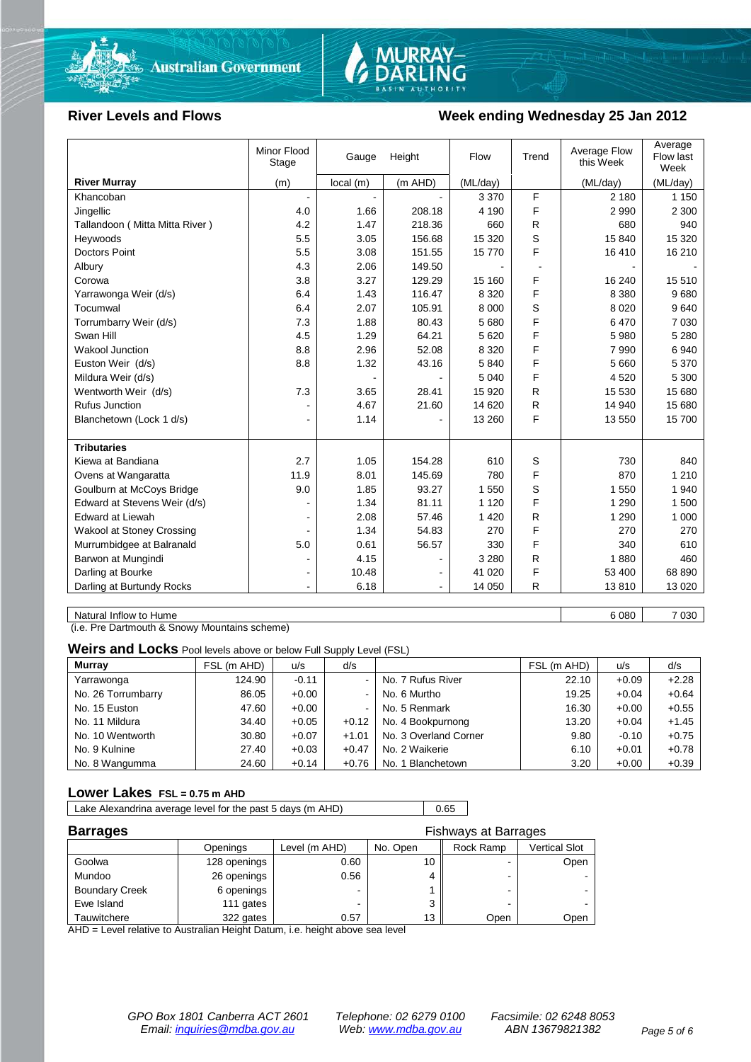## River Levels and Flows

## Week ending Wednesday 25 Jan 2012

| River Murray | Minor Flood Stage (m) | Gauge Height local (m) | Height (m AHD) | Flow (ML/day) | Trend | Average Flow this Week (ML/day) | Average Flow last Week (ML/day) |
|---|---|---|---|---|---|---|---|
| Khancoban | - | - | - | 3 370 | F | 2 180 | 1 150 |
| Jingellic | 4.0 | 1.66 | 208.18 | 4 190 | F | 2 990 | 2 300 |
| Tallandoon ( Mitta Mitta River ) | 4.2 | 1.47 | 218.36 | 660 | R | 680 | 940 |
| Heywoods | 5.5 | 3.05 | 156.68 | 15 320 | S | 15 840 | 15 320 |
| Doctors Point | 5.5 | 3.08 | 151.55 | 15 770 | F | 16 410 | 16 210 |
| Albury | 4.3 | 2.06 | 149.50 | - | - | - | - |
| Corowa | 3.8 | 3.27 | 129.29 | 15 160 | F | 16 240 | 15 510 |
| Yarrawonga Weir (d/s) | 6.4 | 1.43 | 116.47 | 8 320 | F | 8 380 | 9 680 |
| Tocumwal | 6.4 | 2.07 | 105.91 | 8 000 | S | 8 020 | 9 640 |
| Torrumbarry Weir (d/s) | 7.3 | 1.88 | 80.43 | 5 680 | F | 6 470 | 7 030 |
| Swan Hill | 4.5 | 1.29 | 64.21 | 5 620 | F | 5 980 | 5 280 |
| Wakool Junction | 8.8 | 2.96 | 52.08 | 8 320 | F | 7 990 | 6 940 |
| Euston Weir (d/s) | 8.8 | 1.32 | 43.16 | 5 840 | F | 5 660 | 5 370 |
| Mildura Weir (d/s) | | - | - | 5 040 | F | 4 520 | 5 300 |
| Wentworth Weir (d/s) | 7.3 | 3.65 | 28.41 | 15 920 | R | 15 530 | 15 680 |
| Rufus Junction | - | 4.67 | 21.60 | 14 620 | R | 14 940 | 15 680 |
| Blanchetown (Lock 1 d/s) | - | 1.14 | - | 13 260 | F | 13 550 | 15 700 |
| **Tributaries** | | | | | | | |
| Kiewa at Bandiana | 2.7 | 1.05 | 154.28 | 610 | S | 730 | 840 |
| Ovens at Wangaratta | 11.9 | 8.01 | 145.69 | 780 | F | 870 | 1 210 |
| Goulburn at McCoys Bridge | 9.0 | 1.85 | 93.27 | 1 550 | S | 1 550 | 1 940 |
| Edward at Stevens Weir (d/s) | - | 1.34 | 81.11 | 1 120 | F | 1 290 | 1 500 |
| Edward at Liewah | - | 2.08 | 57.46 | 1 420 | R | 1 290 | 1 000 |
| Wakool at Stoney Crossing | - | 1.34 | 54.83 | 270 | F | 270 | 270 |
| Murrumbidgee at Balranald | 5.0 | 0.61 | 56.57 | 330 | F | 340 | 610 |
| Barwon at Mungindi | - | 4.15 | - | 3 280 | R | 1 880 | 460 |
| Darling at Bourke | - | 10.48 | - | 41 020 | F | 53 400 | 68 890 |
| Darling at Burtundy Rocks | - | 6.18 | - | 14 050 | R | 13 810 | 13 020 |

| | This Week | Last Week |
|---|---|---|
| Natural Inflow to Hume | 6 080 | 7 030 |

(i.e. Pre Dartmouth & Snowy Mountains scheme)

### Weirs and Locks
Pool levels above or below Full Supply Level (FSL)

| Murray | FSL (m AHD) | u/s | d/s | | FSL (m AHD) | u/s | d/s |
|---|---|---|---|---|---|---|---|
| Yarrawonga | 124.90 | -0.11 | - | No. 7 Rufus River | 22.10 | +0.09 | +2.28 |
| No. 26 Torrumbarry | 86.05 | +0.00 | - | No. 6 Murtho | 19.25 | +0.04 | +0.64 |
| No. 15 Euston | 47.60 | +0.00 | - | No. 5 Renmark | 16.30 | +0.00 | +0.55 |
| No. 11 Mildura | 34.40 | +0.05 | +0.12 | No. 4 Bookpurnong | 13.20 | +0.04 | +1.45 |
| No. 10 Wentworth | 30.80 | +0.07 | +1.01 | No. 3 Overland Corner | 9.80 | -0.10 | +0.75 |
| No. 9 Kulnine | 27.40 | +0.03 | +0.47 | No. 2 Waikerie | 6.10 | +0.01 | +0.78 |
| No. 8 Wangumma | 24.60 | +0.14 | +0.76 | No. 1 Blanchetown | 3.20 | +0.00 | +0.39 |

### Lower Lakes
FSL = 0.75 m AHD

| | |
|---|---|
| Lake Alexandrina average level for the past 5 days (m AHD) | 0.65 |

### Barrages

| | Openings | Level (m AHD) | No. Open | Fishways at Barrages: Rock Ramp | Fishways at Barrages: Vertical Slot |
|---|---|---|---|---|---|
| Goolwa | 128 openings | 0.60 | 10 | - | Open |
| Mundoo | 26 openings | 0.56 | 4 | - | - |
| Boundary Creek | 6 openings | - | 1 | - | - |
| Ewe Island | 111 gates | - | 3 | - | - |
| Tauwitchere | 322 gates | 0.57 | 13 | Open | Open |

AHD = Level relative to Australian Height Datum, i.e. height above sea level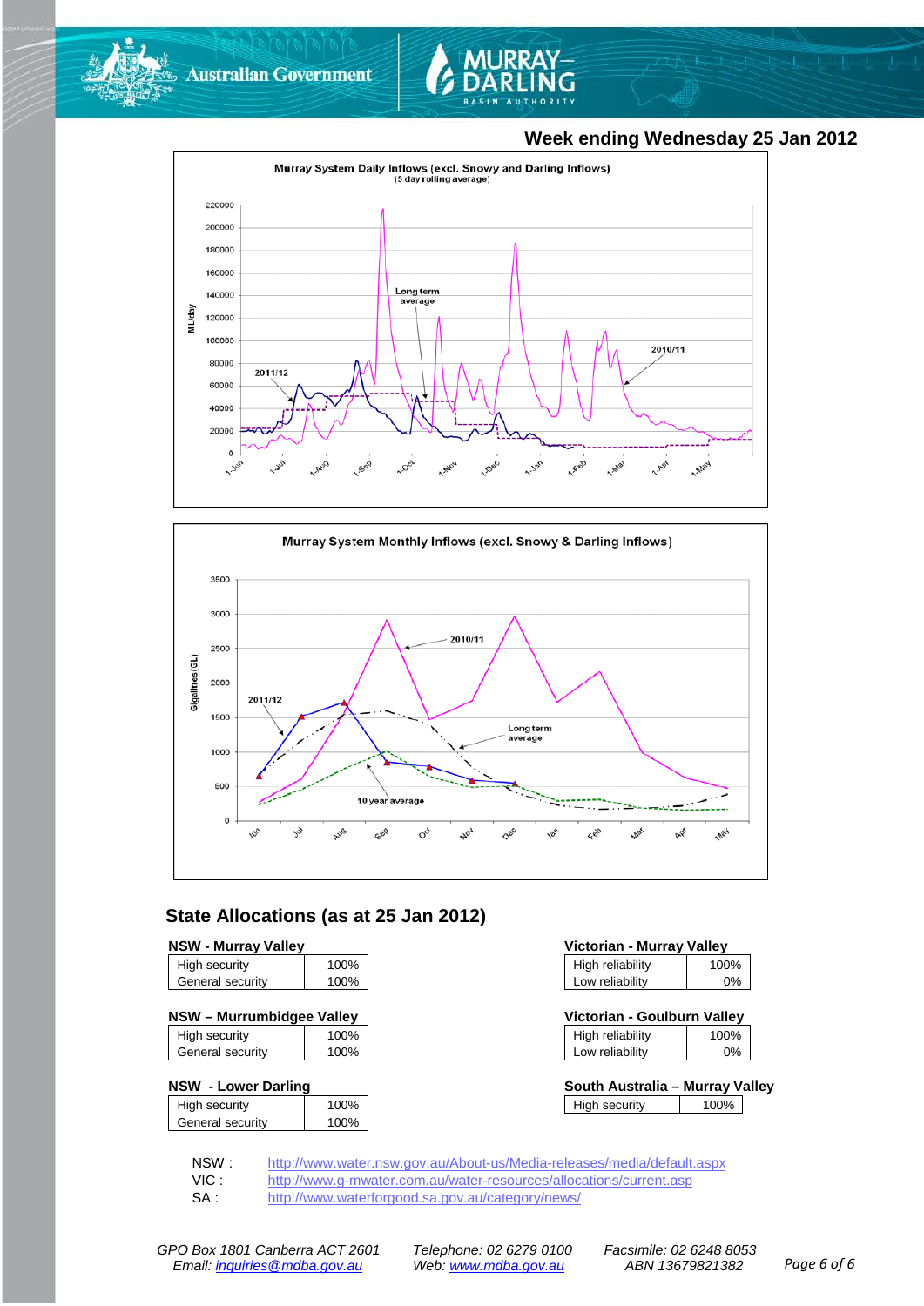## Week ending Wednesday 25 Jan 2012

Murray System Daily Inflows (excl. Snowy and Darling Inflows)
(5 day rolling average)

ML/day

220000
200000
180000
160000
140000
120000
100000
80000
60000
40000
20000
0

1-Jun 1-Jul 1-Aug 1-Sep 1-Oct 1-Nov 1-Dec 1-Jan 1-Feb 1-Mar 1-Apr 1-May

Long term average

2011/12

2010/11

Murray System Monthly Inflows (excl. Snowy & Darling Inflows)

Gigalitres (GL)

3500
3000
2500
2000
1500
1000
500
0

Jun Jul Aug Sep Oct Nov Dec Jan Feb Mar Apr May

2010/11

2011/12

Long term average

10 year average

## State Allocations (as at 25 Jan 2012)

**NSW - Murray Valley**

| | |
|---|---|
| High security | 100% |
| General security | 100% |

**NSW – Murrumbidgee Valley**

| | |
|---|---|
| High security | 100% |
| General security | 100% |

**NSW - Lower Darling**

| | |
|---|---|
| High security | 100% |
| General security | 100% |

**Victorian - Murray Valley**

| | |
|---|---|
| High reliability | 100% |
| Low reliability | 0% |

**Victorian - Goulburn Valley**

| | |
|---|---|
| High reliability | 100% |
| Low reliability | 0% |

**South Australia – Murray Valley**

| | |
|---|---|
| High security | 100% |

NSW : http://www.water.nsw.gov.au/About-us/Media-releases/media/default.aspx
VIC : http://www.g-mwater.com.au/water-resources/allocations/current.asp
SA : http://www.waterforgood.sa.gov.au/category/news/

*GPO Box 1801 Canberra ACT 2601*
*Email: inquiries@mdba.gov.au*
*Telephone: 02 6279 0100*
*Web: www.mdba.gov.au*
*Facsimile: 02 6248 8053*
*ABN 13679821382*